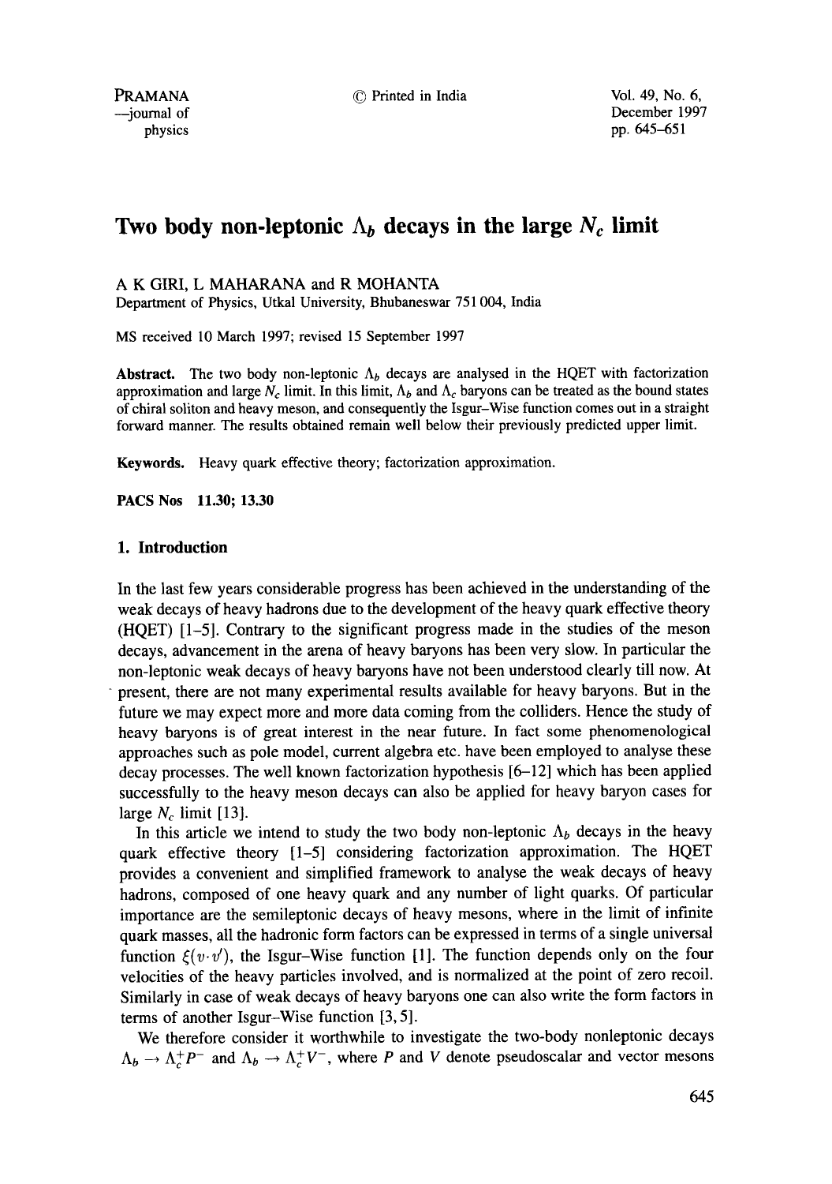# Two body non-leptonic $\Lambda_b$ decays in the large $N_c$ limit

A K GIRI, L MAHARANA and R MOHANTA

Department of Physics, Utkal University, Bhubaneswar 751 004, India

MS received 10 March 1997; revised 15 September 1997

**Abstract.** The two body non-leptonic $\Lambda_b$ decays are analysed in the HQET with factorization approximation and large $N_c$ limit. In this limit, $\Lambda_b$ and $\Lambda_c$ baryons can be treated as the bound states of chiral soliton and heavy meson, and consequently the Isgur–Wise function comes out in a straight forward manner. The results obtained remain well below their previously predicted upper limit.

**Keywords.** Heavy quark effective theory; factorization approximation.

**PACS Nos** 11.30; 13.30

## 1. Introduction

In the last few years considerable progress has been achieved in the understanding of the weak decays of heavy hadrons due to the development of the heavy quark effective theory (HQET) [1–5]. Contrary to the significant progress made in the studies of the meson decays, advancement in the arena of heavy baryons has been very slow. In particular the non-leptonic weak decays of heavy baryons have not been understood clearly till now. At present, there are not many experimental results available for heavy baryons. But in the future we may expect more and more data coming from the colliders. Hence the study of heavy baryons is of great interest in the near future. In fact some phenomenological approaches such as pole model, current algebra etc. have been employed to analyse these decay processes. The well known factorization hypothesis [6–12] which has been applied successfully to the heavy meson decays can also be applied for heavy baryon cases for large $N_c$ limit [13].

In this article we intend to study the two body non-leptonic $\Lambda_b$ decays in the heavy quark effective theory [1–5] considering factorization approximation. The HQET provides a convenient and simplified framework to analyse the weak decays of heavy hadrons, composed of one heavy quark and any number of light quarks. Of particular importance are the semileptonic decays of heavy mesons, where in the limit of infinite quark masses, all the hadronic form factors can be expressed in terms of a single universal function $\xi(v \cdot v')$, the Isgur–Wise function [1]. The function depends only on the four velocities of the heavy particles involved, and is normalized at the point of zero recoil. Similarly in case of weak decays of heavy baryons one can also write the form factors in terms of another Isgur–Wise function [3, 5].

We therefore consider it worthwhile to investigate the two-body nonleptonic decays $\Lambda_b \to \Lambda_c^+ P^-$ and $\Lambda_b \to \Lambda_c^+ V^-$, where $P$ and $V$ denote pseudoscalar and vector mesons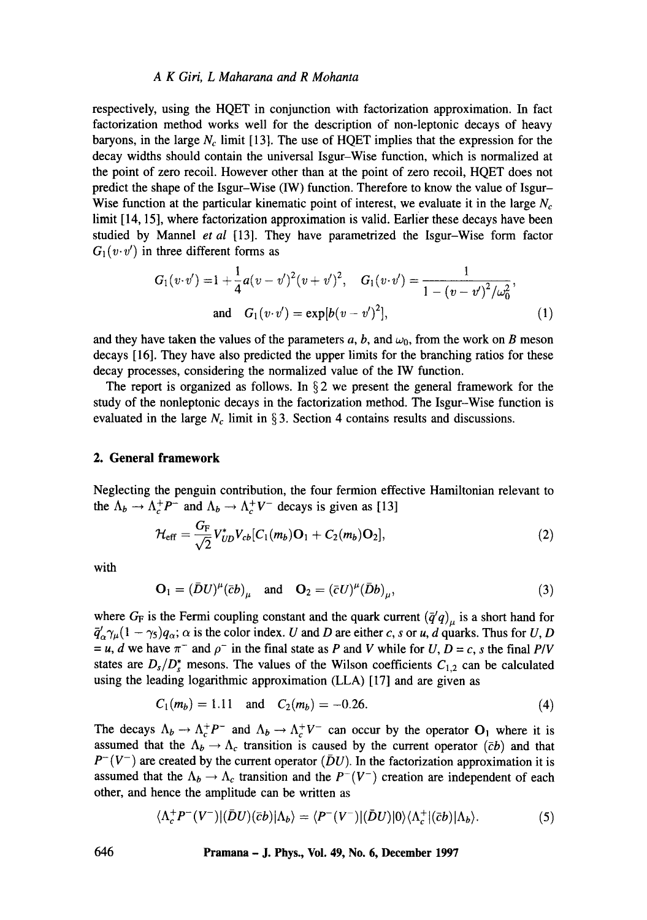respectively, using the HQET in conjunction with factorization approximation. In fact factorization method works well for the description of non-leptonic decays of heavy baryons, in the large $N_c$ limit [13]. The use of HQET implies that the expression for the decay widths should contain the universal Isgur–Wise function, which is normalized at the point of zero recoil. However other than at the point of zero recoil, HQET does not predict the shape of the Isgur–Wise (IW) function. Therefore to know the value of Isgur–Wise function at the particular kinematic point of interest, we evaluate it in the large $N_c$ limit [14, 15], where factorization approximation is valid. Earlier these decays have been studied by Mannel *et al* [13]. They have parametrized the Isgur–Wise form factor $G_1(v\cdot v')$ in three different forms as

$$G_1(v\cdot v') = 1 + \frac{1}{4}a(v - v')^2(v + v')^2, \quad G_1(v\cdot v') = \frac{1}{1 - (v - v')^2/\omega_0^2},$$
$$\text{and} \quad G_1(v\cdot v') = \exp[b(v - v')^2], \tag{1}$$

and they have taken the values of the parameters $a$, $b$, and $\omega_0$, from the work on $B$ meson decays [16]. They have also predicted the upper limits for the branching ratios for these decay processes, considering the normalized value of the IW function.

The report is organized as follows. In § 2 we present the general framework for the study of the nonleptonic decays in the factorization method. The Isgur–Wise function is evaluated in the large $N_c$ limit in § 3. Section 4 contains results and discussions.

## 2. General framework

Neglecting the penguin contribution, the four fermion effective Hamiltonian relevant to the $\Lambda_b \to \Lambda_c^+ P^-$ and $\Lambda_b \to \Lambda_c^+ V^-$ decays is given as [13]

$$\mathcal{H}_{\text{eff}} = \frac{G_F}{\sqrt{2}} V_{UD}^* V_{cb} [C_1(m_b)\mathbf{O}_1 + C_2(m_b)\mathbf{O}_2], \tag{2}$$

with

$$\mathbf{O}_1 = (\bar{D}U)^\mu (\bar{c}b)_\mu \quad \text{and} \quad \mathbf{O}_2 = (\bar{c}U)^\mu (\bar{D}b)_\mu, \tag{3}$$

where $G_F$ is the Fermi coupling constant and the quark current $(\bar{q}'q)_\mu$ is a short hand for $\bar{q}'_\alpha \gamma_\mu (1 - \gamma_5) q_\alpha$; $\alpha$ is the color index. $U$ and $D$ are either $c$, $s$ or $u$, $d$ quarks. Thus for $U$, $D$ = $u$, $d$ we have $\pi^-$ and $\rho^-$ in the final state as $P$ and $V$ while for $U$, $D$ = $c$, $s$ the final $P/V$ states are $D_s/D_s^*$ mesons. The values of the Wilson coefficients $C_{1,2}$ can be calculated using the leading logarithmic approximation (LLA) [17] and are given as

$$C_1(m_b) = 1.11 \quad \text{and} \quad C_2(m_b) = -0.26. \tag{4}$$

The decays $\Lambda_b \to \Lambda_c^+ P^-$ and $\Lambda_b \to \Lambda_c^+ V^-$ can occur by the operator $\mathbf{O}_1$ where it is assumed that the $\Lambda_b \to \Lambda_c$ transition is caused by the current operator $(\bar{c}b)$ and that $P^-(V^-)$ are created by the current operator $(\bar{D}U)$. In the factorization approximation it is assumed that the $\Lambda_b \to \Lambda_c$ transition and the $P^-(V^-)$ creation are independent of each other, and hence the amplitude can be written as

$$\langle \Lambda_c^+ P^-(V^-) | (\bar{D}U)(\bar{c}b) | \Lambda_b \rangle = \langle P^-(V^-) | (\bar{D}U) | 0 \rangle \langle \Lambda_c^+ | (\bar{c}b) | \Lambda_b \rangle. \tag{5}$$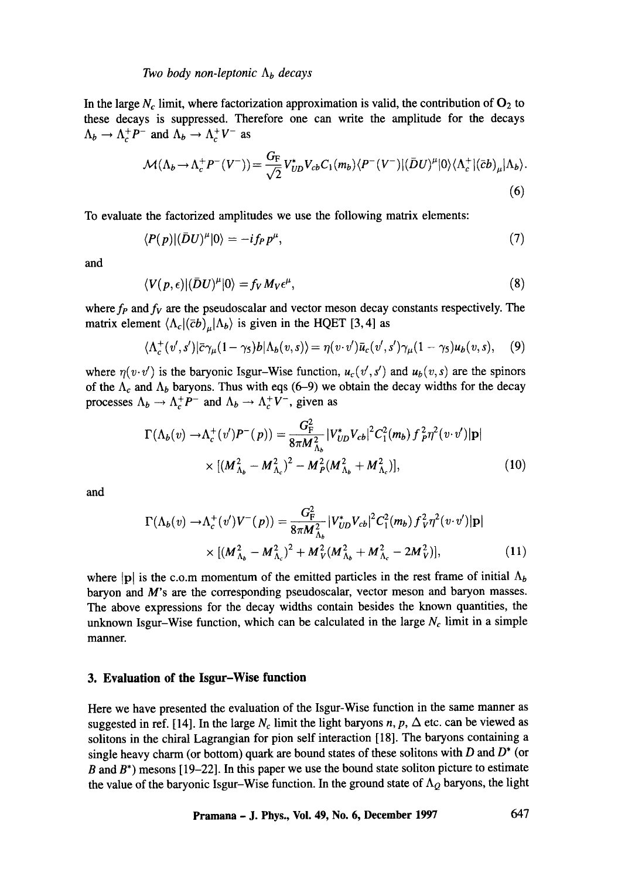In the large $N_c$ limit, where factorization approximation is valid, the contribution of $\mathbf{O_2}$ to these decays is suppressed. Therefore one can write the amplitude for the decays $\Lambda_b \to \Lambda_c^+ P^-$ and $\Lambda_b \to \Lambda_c^+ V^-$ as

$$\mathcal{M}(\Lambda_b \to \Lambda_c^+ P^-(V^-)) = \frac{G_F}{\sqrt{2}} V_{UD}^* V_{cb} C_1(m_b) \langle P^-(V^-)|(\bar{D}U)^\mu|0\rangle \langle \Lambda_c^+|(\bar{c}b)_\mu|\Lambda_b\rangle. \tag{6}$$

To evaluate the factorized amplitudes we use the following matrix elements:

$$\langle P(p)|(\bar{D}U)^\mu|0\rangle = -if_P p^\mu, \tag{7}$$

and

$$\langle V(p,\epsilon)|(\bar{D}U)^\mu|0\rangle = f_V M_V \epsilon^\mu, \tag{8}$$

where $f_P$ and $f_V$ are the pseudoscalar and vector meson decay constants respectively. The matrix element $\langle \Lambda_c|(\bar{c}b)_\mu|\Lambda_b\rangle$ is given in the HQET [3, 4] as

$$\langle \Lambda_c^+(v',s')|\bar{c}\gamma_\mu(1-\gamma_5)b|\Lambda_b(v,s)\rangle = \eta(v\cdot v')\bar{u}_c(v',s')\gamma_\mu(1-\gamma_5)u_b(v,s), \tag{9}$$

where $\eta(v\cdot v')$ is the baryonic Isgur–Wise function, $u_c(v',s')$ and $u_b(v,s)$ are the spinors of the $\Lambda_c$ and $\Lambda_b$ baryons. Thus with eqs (6–9) we obtain the decay widths for the decay processes $\Lambda_b \to \Lambda_c^+ P^-$ and $\Lambda_b \to \Lambda_c^+ V^-$, given as

$$\Gamma(\Lambda_b(v) \to \Lambda_c^+(v')P^-(p)) = \frac{G_F^2}{8\pi M_{\Lambda_b}^2}|V_{UD}^* V_{cb}|^2 C_1^2(m_b) f_P^2 \eta^2(v\cdot v')|\mathbf{p}| \times [(M_{\Lambda_b}^2 - M_{\Lambda_c}^2)^2 - M_P^2(M_{\Lambda_b}^2 + M_{\Lambda_c}^2)], \tag{10}$$

and

$$\Gamma(\Lambda_b(v) \to \Lambda_c^+(v')V^-(p)) = \frac{G_F^2}{8\pi M_{\Lambda_b}^2}|V_{UD}^* V_{cb}|^2 C_1^2(m_b) f_V^2 \eta^2(v\cdot v')|\mathbf{p}| \times [(M_{\Lambda_b}^2 - M_{\Lambda_c}^2)^2 + M_V^2(M_{\Lambda_b}^2 + M_{\Lambda_c}^2 - 2M_V^2)], \tag{11}$$

where $|\mathbf{p}|$ is the c.o.m momentum of the emitted particles in the rest frame of initial $\Lambda_b$ baryon and $M$'s are the corresponding pseudoscalar, vector meson and baryon masses. The above expressions for the decay widths contain besides the known quantities, the unknown Isgur–Wise function, which can be calculated in the large $N_c$ limit in a simple manner.

## 3. Evaluation of the Isgur-Wise function

Here we have presented the evaluation of the Isgur-Wise function in the same manner as suggested in ref. [14]. In the large $N_c$ limit the light baryons $n, p, \Delta$ etc. can be viewed as solitons in the chiral Lagrangian for pion self interaction [18]. The baryons containing a single heavy charm (or bottom) quark are bound states of these solitons with $D$ and $D^*$ (or $B$ and $B^*$) mesons [19–22]. In this paper we use the bound state soliton picture to estimate the value of the baryonic Isgur-Wise function. In the ground state of $\Lambda_Q$ baryons, the light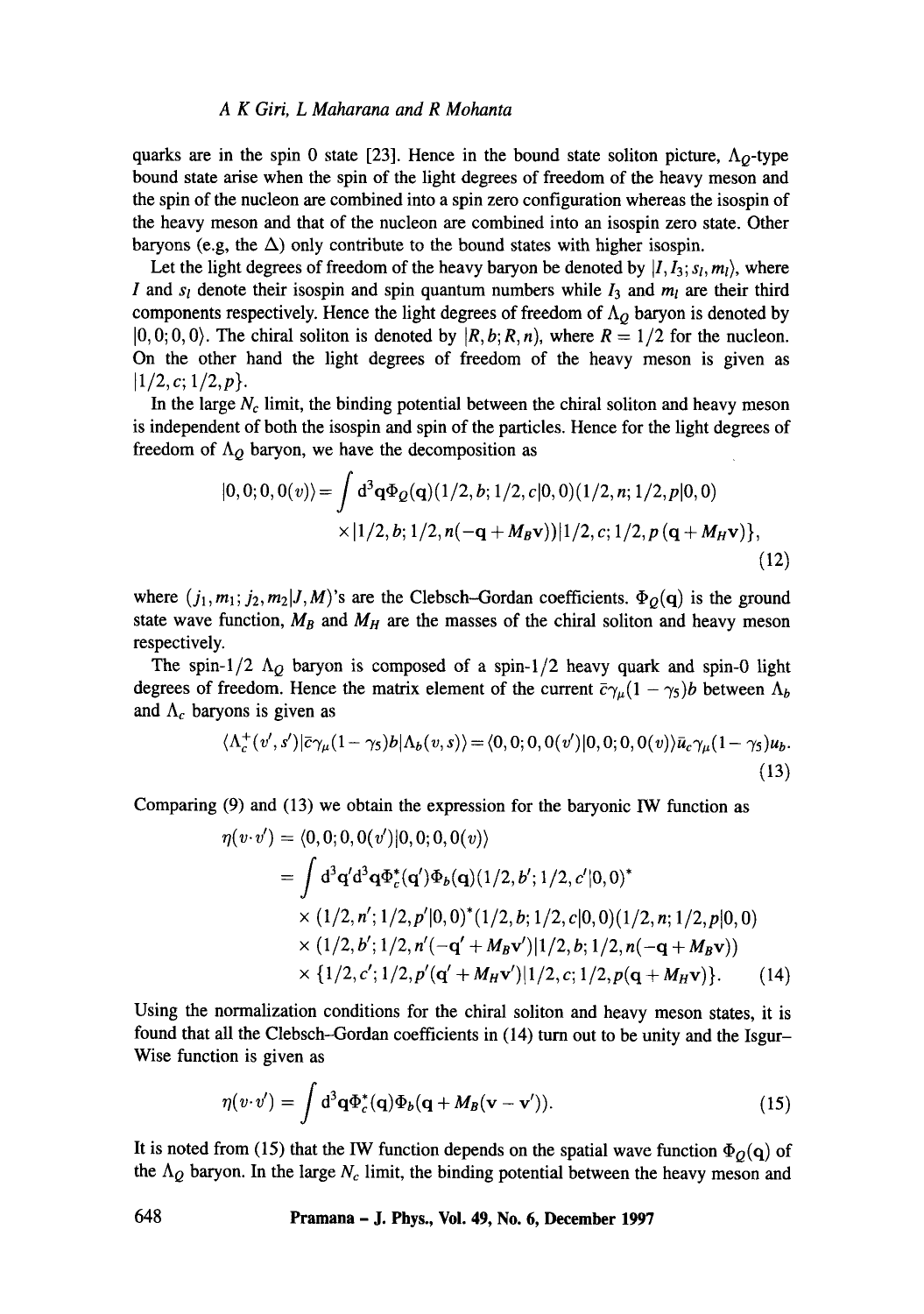quarks are in the spin 0 state [23]. Hence in the bound state soliton picture, $\Lambda_Q$-type bound state arise when the spin of the light degrees of freedom of the heavy meson and the spin of the nucleon are combined into a spin zero configuration whereas the isospin of the heavy meson and that of the nucleon are combined into an isospin zero state. Other baryons (e.g, the $\Delta$) only contribute to the bound states with higher isospin.

Let the light degrees of freedom of the heavy baryon be denoted by $|I, I_3; s_l, m_l\rangle$, where $I$ and $s_l$ denote their isospin and spin quantum numbers while $I_3$ and $m_l$ are their third components respectively. Hence the light degrees of freedom of $\Lambda_Q$ baryon is denoted by $|0,0;0,0\rangle$. The chiral soliton is denoted by $|R, b; R, n)$, where $R = 1/2$ for the nucleon. On the other hand the light degrees of freedom of the heavy meson is given as $|1/2, c; 1/2, p\}$.

In the large $N_c$ limit, the binding potential between the chiral soliton and heavy meson is independent of both the isospin and spin of the particles. Hence for the light degrees of freedom of $\Lambda_Q$ baryon, we have the decomposition as

$$
\begin{aligned}
|0,0;0,0(v)\rangle = \int \mathrm{d}^3\mathbf{q}\Phi_Q(\mathbf{q})(1/2,b;1/2,c|0,0)(1/2,n;1/2,p|0,0) \\
\times |1/2,b;1/2,n(-\mathbf{q}+M_B\mathbf{v}))|1/2,c;1/2,p\,(\mathbf{q}+M_H\mathbf{v})\},
\end{aligned} \tag{12}
$$

where $(j_1, m_1; j_2, m_2|J, M)$'s are the Clebsch–Gordan coefficients. $\Phi_Q(\mathbf{q})$ is the ground state wave function, $M_B$ and $M_H$ are the masses of the chiral soliton and heavy meson respectively.

The spin-1/2 $\Lambda_Q$ baryon is composed of a spin-1/2 heavy quark and spin-0 light degrees of freedom. Hence the matrix element of the current $\bar{c}\gamma_\mu(1-\gamma_5)b$ between $\Lambda_b$ and $\Lambda_c$ baryons is given as

$$
\langle \Lambda_c^+(v',s')|\bar{c}\gamma_\mu(1-\gamma_5)b|\Lambda_b(v,s)\rangle = \langle 0,0;0,0(v')|0,0;0,0(v)\rangle \bar{u}_c\gamma_\mu(1-\gamma_5)u_b. \tag{13}
$$

Comparing (9) and (13) we obtain the expression for the baryonic IW function as

$$
\begin{aligned}
\eta(v\cdot v') &= \langle 0,0;0,0(v')|0,0;0,0(v)\rangle \\
&= \int \mathrm{d}^3\mathbf{q}'\mathrm{d}^3\mathbf{q}\Phi_c^*(\mathbf{q}')\Phi_b(\mathbf{q})(1/2,b';1/2,c'|0,0)^* \\
&\quad \times (1/2,n';1/2,p'|0,0)^*(1/2,b;1/2,c|0,0)(1/2,n;1/2,p|0,0) \\
&\quad \times (1/2,b';1/2,n'(-\mathbf{q}'+M_B\mathbf{v}')|1/2,b;1/2,n(-\mathbf{q}+M_B\mathbf{v})) \\
&\quad \times \{1/2,c';1/2,p'(\mathbf{q}'+M_H\mathbf{v}')|1/2,c;1/2,p(\mathbf{q}+M_H\mathbf{v})\}.
\end{aligned} \tag{14}
$$

Using the normalization conditions for the chiral soliton and heavy meson states, it is found that all the Clebsch–Gordan coefficients in (14) turn out to be unity and the Isgur–Wise function is given as

$$
\eta(v\cdot v') = \int \mathrm{d}^3\mathbf{q}\Phi_c^*(\mathbf{q})\Phi_b(\mathbf{q}+M_B(\mathbf{v}-\mathbf{v}')). \tag{15}
$$

It is noted from (15) that the IW function depends on the spatial wave function $\Phi_Q(\mathbf{q})$ of the $\Lambda_Q$ baryon. In the large $N_c$ limit, the binding potential between the heavy meson and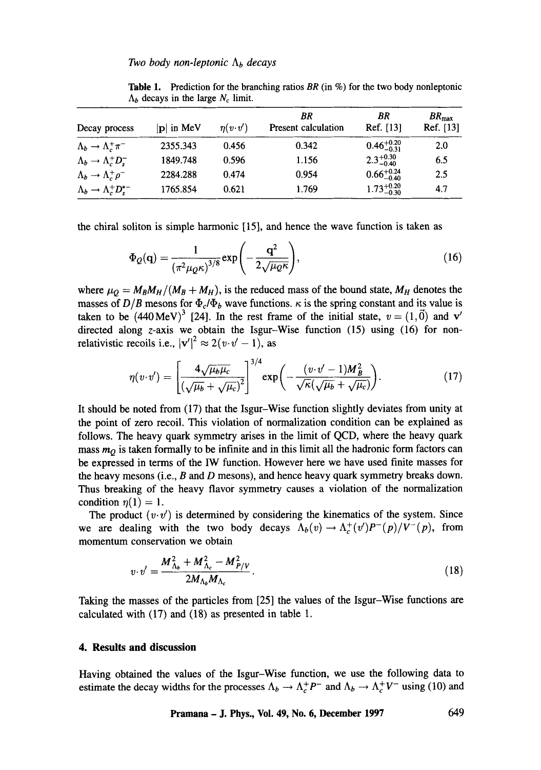**Table 1.** Prediction for the branching ratios $BR$ (in %) for the two body nonleptonic $\Lambda_b$ decays in the large $N_c$ limit.

| Decay process | $\lvert\mathbf{p}\rvert$ in MeV | $\eta(v\cdot v')$ | $BR$ Present calculation | $BR$ Ref. [13] | $BR_{\max}$ Ref. [13] |
|---|---|---|---|---|---|
| $\Lambda_b \to \Lambda_c^+\pi^-$ | 2355.343 | 0.456 | 0.342 | $0.46^{+0.20}_{-0.31}$ | 2.0 |
| $\Lambda_b \to \Lambda_c^+D_s^-$ | 1849.748 | 0.596 | 1.156 | $2.3^{+0.30}_{-0.40}$ | 6.5 |
| $\Lambda_b \to \Lambda_c^+\rho^-$ | 2284.288 | 0.474 | 0.954 | $0.66^{+0.24}_{-0.40}$ | 2.5 |
| $\Lambda_b \to \Lambda_c^+D_s^{*-}$ | 1765.854 | 0.621 | 1.769 | $1.73^{+0.20}_{-0.30}$ | 4.7 |

the chiral soliton is simple harmonic [15], and hence the wave function is taken as

$$\Phi_Q(\mathbf{q}) = \frac{1}{(\pi^2\mu_Q\kappa)^{3/8}}\exp\left(-\frac{\mathbf{q}^2}{2\sqrt{\mu_Q\kappa}}\right), \tag{16}$$

where $\mu_Q = M_B M_H/(M_B + M_H)$, is the reduced mass of the bound state, $M_H$ denotes the masses of $D/B$ mesons for $\Phi_c/\Phi_b$ wave functions. $\kappa$ is the spring constant and its value is taken to be $(440\,\text{MeV})^3$ [24]. In the rest frame of the initial state, $v = (1, \vec{0})$ and $\mathbf{v}'$ directed along $z$-axis we obtain the Isgur–Wise function (15) using (16) for non-relativistic recoils i.e., $|\mathbf{v}'|^2 \approx 2(v\cdot v' - 1)$, as

$$\eta(v\cdot v') = \left[\frac{4\sqrt{\mu_b\mu_c}}{(\sqrt{\mu_b}+\sqrt{\mu_c})^2}\right]^{3/4}\exp\left(-\frac{(v\cdot v' - 1)M_B^2}{\sqrt{\kappa}(\sqrt{\mu_b}+\sqrt{\mu_c})}\right). \tag{17}$$

It should be noted from (17) that the Isgur–Wise function slightly deviates from unity at the point of zero recoil. This violation of normalization condition can be explained as follows. The heavy quark symmetry arises in the limit of QCD, where the heavy quark mass $m_Q$ is taken formally to be infinite and in this limit all the hadronic form factors can be expressed in terms of the IW function. However here we have used finite masses for the heavy mesons (i.e., $B$ and $D$ mesons), and hence heavy quark symmetry breaks down. Thus breaking of the heavy flavor symmetry causes a violation of the normalization condition $\eta(1) = 1$.

The product $(v\cdot v')$ is determined by considering the kinematics of the system. Since we are dealing with the two body decays $\Lambda_b(v) \to \Lambda_c^+(v')P^-(p)/V^-(p)$, from momentum conservation we obtain

$$v\cdot v' = \frac{M_{\Lambda_b}^2 + M_{\Lambda_c}^2 - M_{P/V}^2}{2M_{\Lambda_b}M_{\Lambda_c}}. \tag{18}$$

Taking the masses of the particles from [25] the values of the Isgur–Wise functions are calculated with (17) and (18) as presented in table 1.

## 4. Results and discussion

Having obtained the values of the Isgur–Wise function, we use the following data to estimate the decay widths for the processes $\Lambda_b \to \Lambda_c^+P^-$ and $\Lambda_b \to \Lambda_c^+V^-$ using (10) and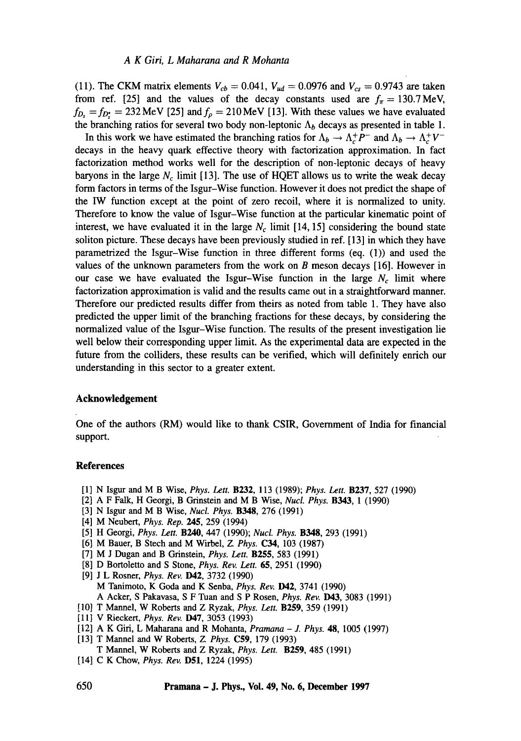(11). The CKM matrix elements $V_{cb} = 0.041$, $V_{ud} = 0.0976$ and $V_{cs} = 0.9743$ are taken from ref. [25] and the values of the decay constants used are $f_\pi = 130.7\,\text{MeV}$, $f_{D_s} = f_{D_s^*} = 232\,\text{MeV}$ [25] and $f_\rho = 210\,\text{MeV}$ [13]. With these values we have evaluated the branching ratios for several two body non-leptonic $\Lambda_b$ decays as presented in table 1.

In this work we have estimated the branching ratios for $\Lambda_b \to \Lambda_c^+ P^-$ and $\Lambda_b \to \Lambda_c^+ V^-$ decays in the heavy quark effective theory with factorization approximation. In fact factorization method works well for the description of non-leptonic decays of heavy baryons in the large $N_c$ limit [13]. The use of HQET allows us to write the weak decay form factors in terms of the Isgur–Wise function. However it does not predict the shape of the IW function except at the point of zero recoil, where it is normalized to unity. Therefore to know the value of Isgur–Wise function at the particular kinematic point of interest, we have evaluated it in the large $N_c$ limit [14, 15] considering the bound state soliton picture. These decays have been previously studied in ref. [13] in which they have parametrized the Isgur–Wise function in three different forms (eq. (1)) and used the values of the unknown parameters from the work on $B$ meson decays [16]. However in our case we have evaluated the Isgur–Wise function in the large $N_c$ limit where factorization approximation is valid and the results came out in a straightforward manner. Therefore our predicted results differ from theirs as noted from table 1. They have also predicted the upper limit of the branching fractions for these decays, by considering the normalized value of the Isgur–Wise function. The results of the present investigation lie well below their corresponding upper limit. As the experimental data are expected in the future from the colliders, these results can be verified, which will definitely enrich our understanding in this sector to a greater extent.

### Acknowledgement

One of the authors (RM) would like to thank CSIR, Government of India for financial support.

### References

[1] N Isgur and M B Wise, *Phys. Lett.* **B232**, 113 (1989); *Phys. Lett.* **B237**, 527 (1990)
[2] A F Falk, H Georgi, B Grinstein and M B Wise, *Nucl. Phys.* **B343**, 1 (1990)
[3] N Isgur and M B Wise, *Nucl. Phys.* **B348**, 276 (1991)
[4] M Neubert, *Phys. Rep.* **245**, 259 (1994)
[5] H Georgi, *Phys. Lett.* **B240**, 447 (1990); *Nucl. Phys.* **B348**, 293 (1991)
[6] M Bauer, B Stech and M Wirbel, *Z. Phys.* **C34**, 103 (1987)
[7] M J Dugan and B Grinstein, *Phys. Lett.* **B255**, 583 (1991)
[8] D Bortoletto and S Stone, *Phys. Rev. Lett.* **65**, 2951 (1990)
[9] J L Rosner, *Phys. Rev.* **D42**, 3732 (1990)
M Tanimoto, K Goda and K Senba, *Phys. Rev.* **D42**, 3741 (1990)
A Acker, S Pakavasa, S F Tuan and S P Rosen, *Phys. Rev.* **D43**, 3083 (1991)
[10] T Mannel, W Roberts and Z Ryzak, *Phys. Lett.* **B259**, 359 (1991)
[11] V Rieckert, *Phys. Rev.* **D47**, 3053 (1993)
[12] A K Giri, L Maharana and R Mohanta, *Pramana – J. Phys.* **48**, 1005 (1997)
[13] T Mannel and W Roberts, *Z. Phys.* **C59**, 179 (1993)
T Mannel, W Roberts and Z Ryzak, *Phys. Lett.* **B259**, 485 (1991)
[14] C K Chow, *Phys. Rev.* **D51**, 1224 (1995)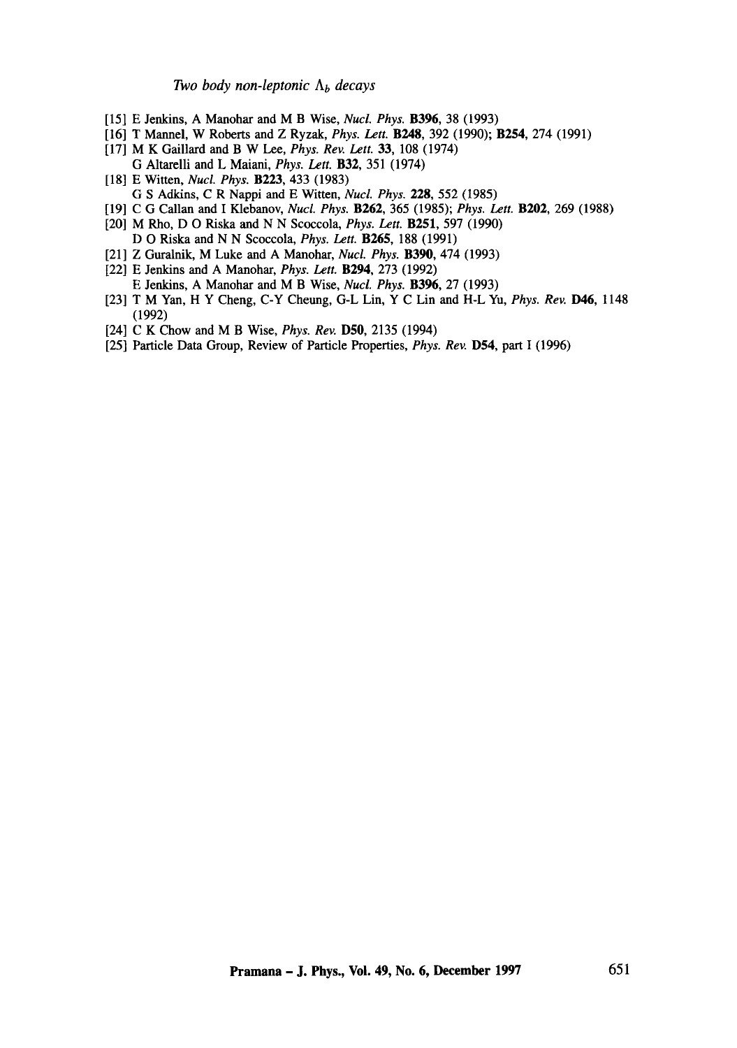[15] E Jenkins, A Manohar and M B Wise, *Nucl. Phys.* **B396**, 38 (1993)
[16] T Mannel, W Roberts and Z Ryzak, *Phys. Lett.* **B248**, 392 (1990); **B254**, 274 (1991)
[17] M K Gaillard and B W Lee, *Phys. Rev. Lett.* **33**, 108 (1974)
G Altarelli and L Maiani, *Phys. Lett.* **B32**, 351 (1974)
[18] E Witten, *Nucl. Phys.* **B223**, 433 (1983)
G S Adkins, C R Nappi and E Witten, *Nucl. Phys.* **228**, 552 (1985)
[19] C G Callan and I Klebanov, *Nucl. Phys.* **B262**, 365 (1985); *Phys. Lett.* **B202**, 269 (1988)
[20] M Rho, D O Riska and N N Scoccola, *Phys. Lett.* **B251**, 597 (1990)
D O Riska and N N Scoccola, *Phys. Lett.* **B265**, 188 (1991)
[21] Z Guralnik, M Luke and A Manohar, *Nucl. Phys.* **B390**, 474 (1993)
[22] E Jenkins and A Manohar, *Phys. Lett.* **B294**, 273 (1992)
E Jenkins, A Manohar and M B Wise, *Nucl. Phys.* **B396**, 27 (1993)
[23] T M Yan, H Y Cheng, C-Y Cheung, G-L Lin, Y C Lin and H-L Yu, *Phys. Rev.* **D46**, 1148 (1992)
[24] C K Chow and M B Wise, *Phys. Rev.* **D50**, 2135 (1994)
[25] Particle Data Group, Review of Particle Properties, *Phys. Rev.* **D54**, part I (1996)